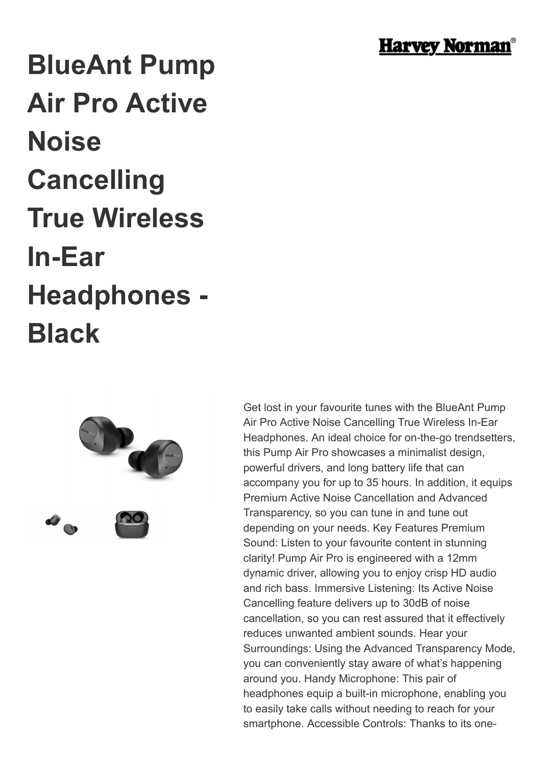# BlueAnt Pump Air Pro Active Noise Cancelling True Wireless In-Ear Headphones - Black

Get lost in your favourite tunes with the BlueAnt Pump Air Pro Active Noise Cancelling True Wireless In-Ear Headphones. An ideal choice for on-the-go trendsetters, this Pump Air Pro showcases a minimalist design, powerful drivers, and long battery life that can accompany you for up to 35 hours. In addition, it equips Premium Active Noise Cancellation and Advanced Transparency, so you can tune in and tune out depending on your needs. Key Features Premium Sound: Listen to your favourite content in stunning clarity! Pump Air Pro is engineered with a 12mm dynamic driver, allowing you to enjoy crisp HD audio and rich bass. Immersive Listening: Its Active Noise Cancelling feature delivers up to 30dB of noise cancellation, so you can rest assured that it effectively reduces unwanted ambient sounds. Hear your Surroundings: Using the Advanced Transparency Mode, you can conveniently stay aware of what's happening around you. Handy Microphone: This pair of headphones equip a built-in microphone, enabling you to easily take calls without needing to reach for your smartphone. Accessible Controls: Thanks to its one-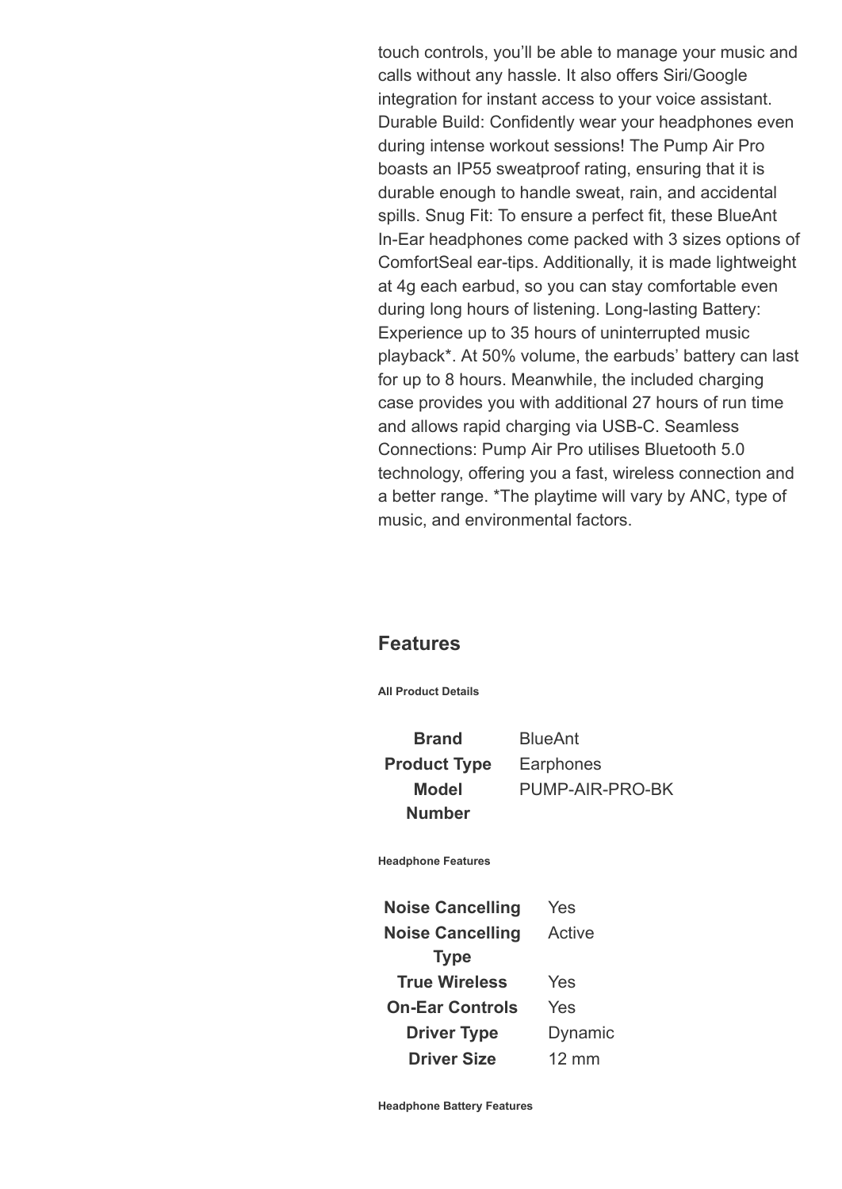touch controls, you'll be able to manage your music and calls without any hassle. It also offers Siri/Google integration for instant access to your voice assistant. Durable Build: Confidently wear your headphones even during intense workout sessions! The Pump Air Pro boasts an IP55 sweatproof rating, ensuring that it is durable enough to handle sweat, rain, and accidental spills. Snug Fit: To ensure a perfect fit, these BlueAnt In-Ear headphones come packed with 3 sizes options of ComfortSeal ear-tips. Additionally, it is made lightweight at 4g each earbud, so you can stay comfortable even during long hours of listening. Long-lasting Battery: Experience up to 35 hours of uninterrupted music playback*. At 50% volume, the earbuds' battery can last for up to 8 hours. Meanwhile, the included charging case provides you with additional 27 hours of run time and allows rapid charging via USB-C. Seamless Connections: Pump Air Pro utilises Bluetooth 5.0 technology, offering you a fast, wireless connection and a better range. *The playtime will vary by ANC, type of music, and environmental factors.

## Features

**All Product Details**

| | |
|---|---|
| **Brand** | BlueAnt |
| **Product Type** | Earphones |
| **Model Number** | PUMP-AIR-PRO-BK |

**Headphone Features**

| | |
|---|---|
| **Noise Cancelling** | Yes |
| **Noise Cancelling Type** | Active |
| **True Wireless** | Yes |
| **On-Ear Controls** | Yes |
| **Driver Type** | Dynamic |
| **Driver Size** | 12 mm |

**Headphone Battery Features**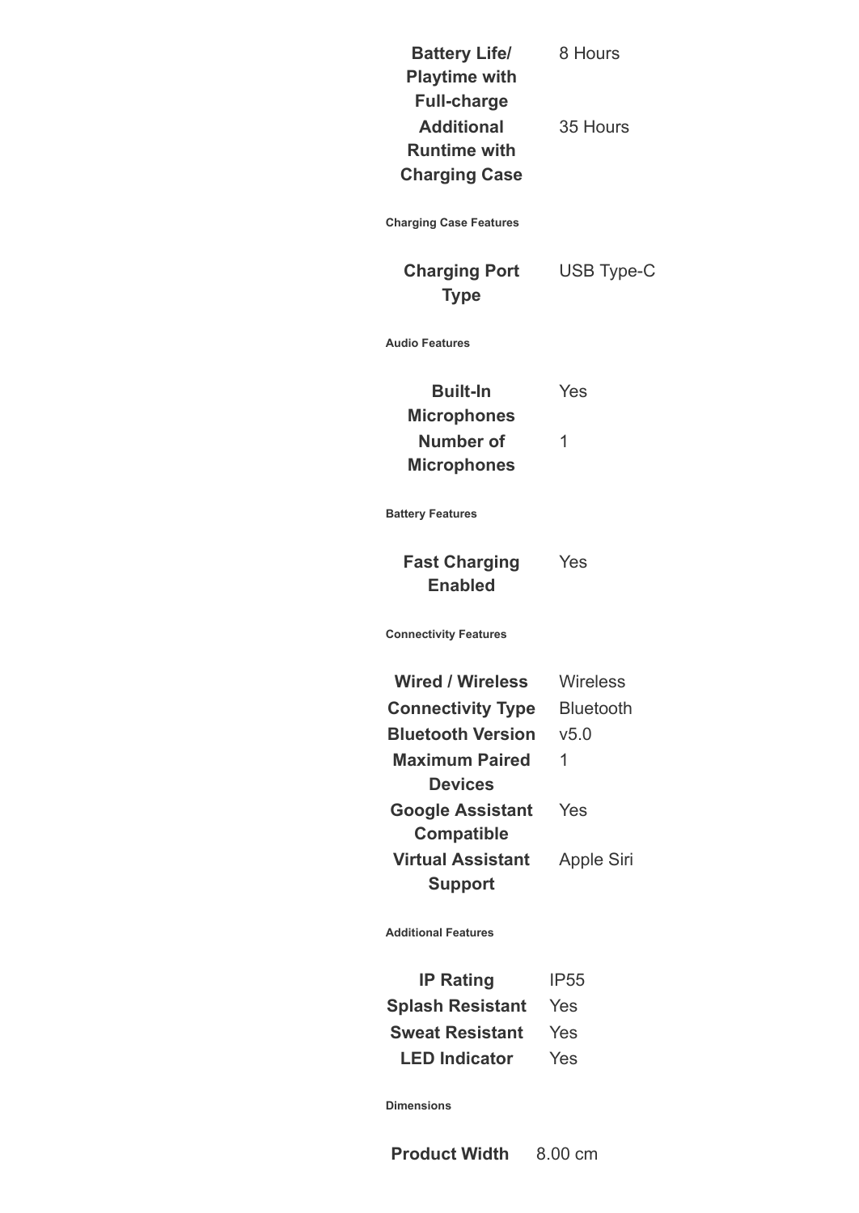| | |
|---|---|
| **Battery Life/ Playtime with Full-charge** | 8 Hours |
| **Additional Runtime with Charging Case** | 35 Hours |

##### Charging Case Features

| | |
|---|---|
| **Charging Port Type** | USB Type-C |

##### Audio Features

| | |
|---|---|
| **Built-In Microphones** | Yes |
| **Number of Microphones** | 1 |

##### Battery Features

| | |
|---|---|
| **Fast Charging Enabled** | Yes |

##### Connectivity Features

| | |
|---|---|
| **Wired / Wireless** | Wireless |
| **Connectivity Type** | Bluetooth |
| **Bluetooth Version** | v5.0 |
| **Maximum Paired Devices** | 1 |
| **Google Assistant Compatible** | Yes |
| **Virtual Assistant Support** | Apple Siri |

##### Additional Features

| | |
|---|---|
| **IP Rating** | IP55 |
| **Splash Resistant** | Yes |
| **Sweat Resistant** | Yes |
| **LED Indicator** | Yes |

##### Dimensions

| | |
|---|---|
| **Product Width** | 8.00 cm |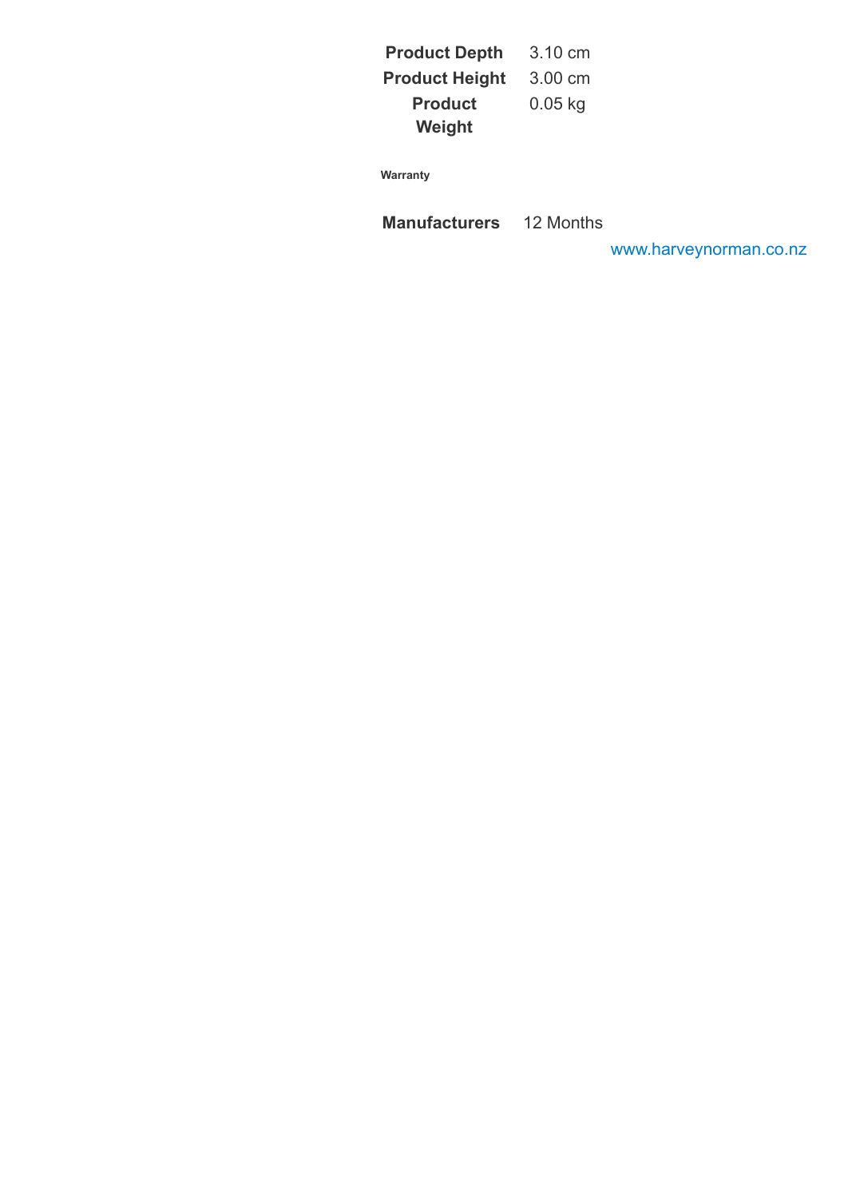| | |
|---|---|
| **Product Depth** | 3.10 cm |
| **Product Height** | 3.00 cm |
| **Product Weight** | 0.05 kg |

**Warranty**

| | |
|---|---|
| **Manufacturers** | 12 Months |

www.harveynorman.co.nz